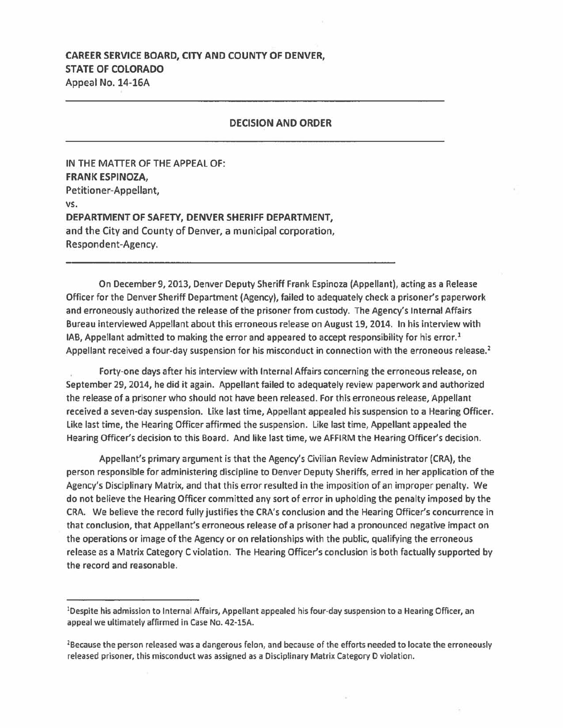**CAREER SERVICE BOARD, CITY AND COUNTY OF DENVER, STATE OF COLORADO**
Appeal No. 14-16A

---

## DECISION AND ORDER

---

IN THE MATTER OF THE APPEAL OF:
**FRANK ESPINOZA,**
Petitioner-Appellant,
vs.
**DEPARTMENT OF SAFETY, DENVER SHERIFF DEPARTMENT,**
and the City and County of Denver, a municipal corporation,
Respondent-Agency.

---

On December 9, 2013, Denver Deputy Sheriff Frank Espinoza (Appellant), acting as a Release Officer for the Denver Sheriff Department (Agency), failed to adequately check a prisoner's paperwork and erroneously authorized the release of the prisoner from custody. The Agency's Internal Affairs Bureau interviewed Appellant about this erroneous release on August 19, 2014. In his interview with IAB, Appellant admitted to making the error and appeared to accept responsibility for his error.[1] Appellant received a four-day suspension for his misconduct in connection with the erroneous release.[2]

Forty-one days after his interview with Internal Affairs concerning the erroneous release, on September 29, 2014, he did it again. Appellant failed to adequately review paperwork and authorized the release of a prisoner who should not have been released. For this erroneous release, Appellant received a seven-day suspension. Like last time, Appellant appealed his suspension to a Hearing Officer. Like last time, the Hearing Officer affirmed the suspension. Like last time, Appellant appealed the Hearing Officer's decision to this Board. And like last time, we AFFIRM the Hearing Officer's decision.

Appellant's primary argument is that the Agency's Civilian Review Administrator (CRA), the person responsible for administering discipline to Denver Deputy Sheriffs, erred in her application of the Agency's Disciplinary Matrix, and that this error resulted in the imposition of an improper penalty. We do not believe the Hearing Officer committed any sort of error in upholding the penalty imposed by the CRA. We believe the record fully justifies the CRA's conclusion and the Hearing Officer's concurrence in that conclusion, that Appellant's erroneous release of a prisoner had a pronounced negative impact on the operations or image of the Agency or on relationships with the public, qualifying the erroneous release as a Matrix Category C violation. The Hearing Officer's conclusion is both factually supported by the record and reasonable.

---

[1] Despite his admission to Internal Affairs, Appellant appealed his four-day suspension to a Hearing Officer, an appeal we ultimately affirmed in Case No. 42-15A.

[2] Because the person released was a dangerous felon, and because of the efforts needed to locate the erroneously released prisoner, this misconduct was assigned as a Disciplinary Matrix Category D violation.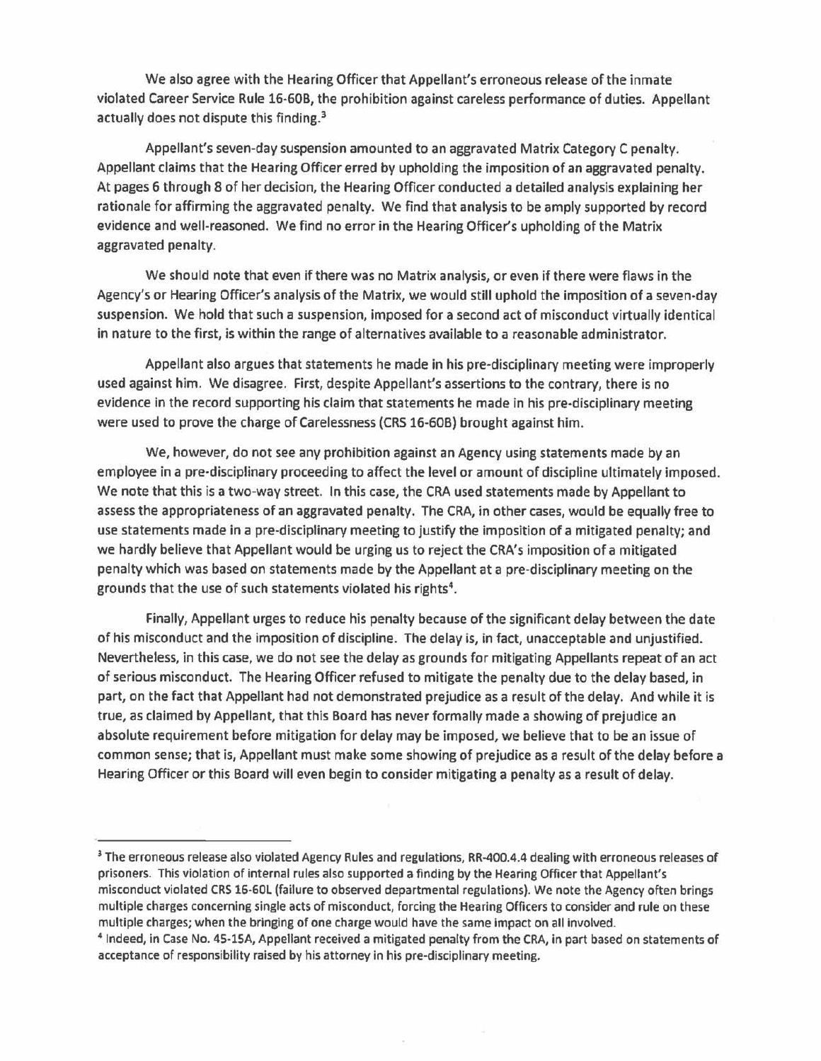We also agree with the Hearing Officer that Appellant's erroneous release of the inmate violated Career Service Rule 16-60B, the prohibition against careless performance of duties. Appellant actually does not dispute this finding.[3]

Appellant's seven-day suspension amounted to an aggravated Matrix Category C penalty. Appellant claims that the Hearing Officer erred by upholding the imposition of an aggravated penalty. At pages 6 through 8 of her decision, the Hearing Officer conducted a detailed analysis explaining her rationale for affirming the aggravated penalty. We find that analysis to be amply supported by record evidence and well-reasoned. We find no error in the Hearing Officer's upholding of the Matrix aggravated penalty.

We should note that even if there was no Matrix analysis, or even if there were flaws in the Agency's or Hearing Officer's analysis of the Matrix, we would still uphold the imposition of a seven-day suspension. We hold that such a suspension, imposed for a second act of misconduct virtually identical in nature to the first, is within the range of alternatives available to a reasonable administrator.

Appellant also argues that statements he made in his pre-disciplinary meeting were improperly used against him. We disagree. First, despite Appellant's assertions to the contrary, there is no evidence in the record supporting his claim that statements he made in his pre-disciplinary meeting were used to prove the charge of Carelessness (CRS 16-60B) brought against him.

We, however, do not see any prohibition against an Agency using statements made by an employee in a pre-disciplinary proceeding to affect the level or amount of discipline ultimately imposed. We note that this is a two-way street. In this case, the CRA used statements made by Appellant to assess the appropriateness of an aggravated penalty. The CRA, in other cases, would be equally free to use statements made in a pre-disciplinary meeting to justify the imposition of a mitigated penalty; and we hardly believe that Appellant would be urging us to reject the CRA's imposition of a mitigated penalty which was based on statements made by the Appellant at a pre-disciplinary meeting on the grounds that the use of such statements violated his rights[4].

Finally, Appellant urges to reduce his penalty because of the significant delay between the date of his misconduct and the imposition of discipline. The delay is, in fact, unacceptable and unjustified. Nevertheless, in this case, we do not see the delay as grounds for mitigating Appellants repeat of an act of serious misconduct. The Hearing Officer refused to mitigate the penalty due to the delay based, in part, on the fact that Appellant had not demonstrated prejudice as a result of the delay. And while it is true, as claimed by Appellant, that this Board has never formally made a showing of prejudice an absolute requirement before mitigation for delay may be imposed, we believe that to be an issue of common sense; that is, Appellant must make some showing of prejudice as a result of the delay before a Hearing Officer or this Board will even begin to consider mitigating a penalty as a result of delay.

---

[3] The erroneous release also violated Agency Rules and regulations, RR-400.4.4 dealing with erroneous releases of prisoners. This violation of internal rules also supported a finding by the Hearing Officer that Appellant's misconduct violated CRS 16-60L (failure to observed departmental regulations). We note the Agency often brings multiple charges concerning single acts of misconduct, forcing the Hearing Officers to consider and rule on these multiple charges; when the bringing of one charge would have the same impact on all involved.

[4] Indeed, in Case No. 45-15A, Appellant received a mitigated penalty from the CRA, in part based on statements of acceptance of responsibility raised by his attorney in his pre-disciplinary meeting.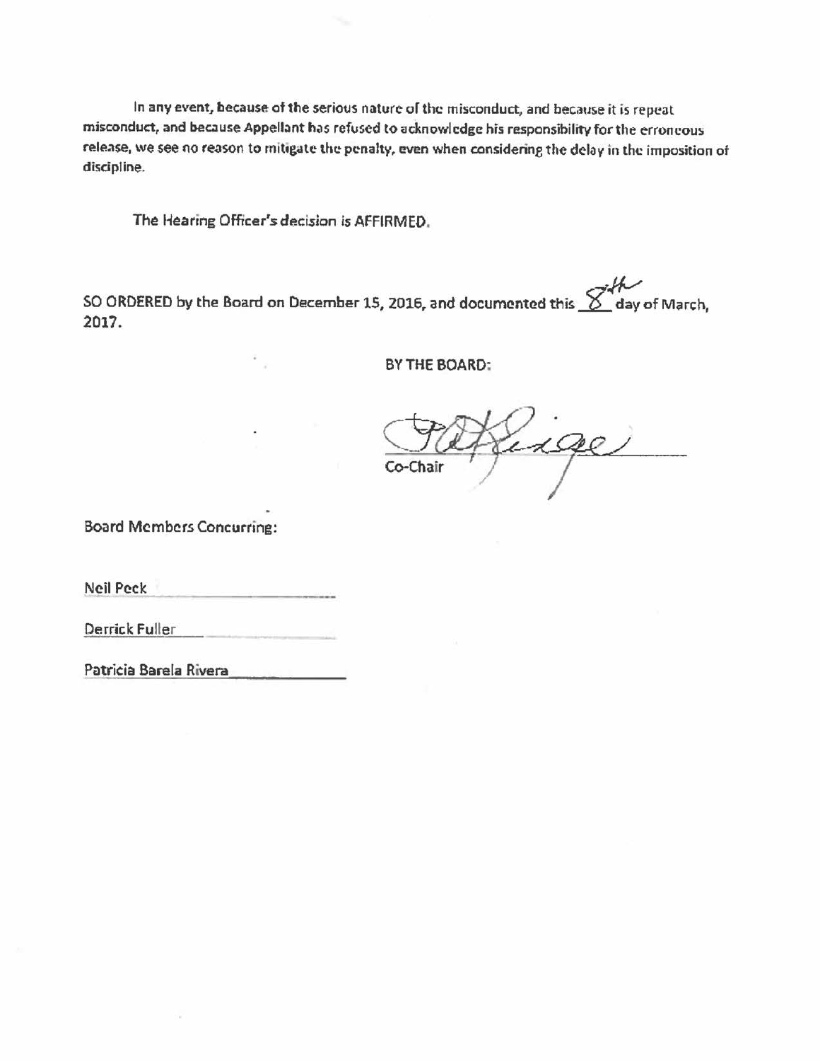In any event, because of the serious nature of the misconduct, and because it is repeat misconduct, and because Appellant has refused to acknowledge his responsibility for the erroneous release, we see no reason to mitigate the penalty, even when considering the delay in the imposition of discipline.

The Hearing Officer's decision is AFFIRMED.

SO ORDERED by the Board on December 15, 2016, and documented this 8th day of March, 2017.

BY THE BOARD:

Co-Chair

Board Members Concurring:

Neil Peck

Derrick Fuller

Patricia Barela Rivera